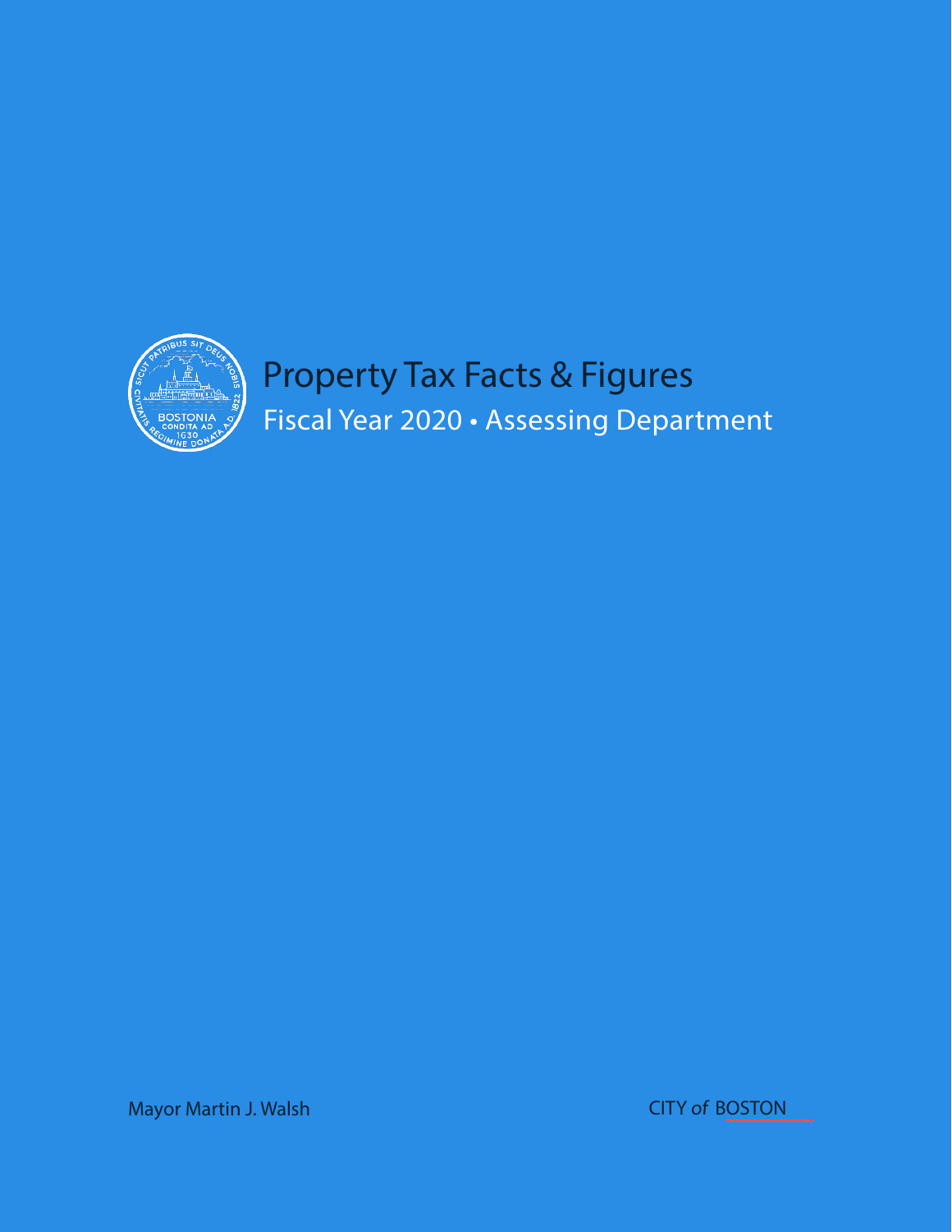# Property Tax Facts & Figures

## Fiscal Year 2020 • Assessing Department

Mayor Martin J. Walsh

CITY of BOSTON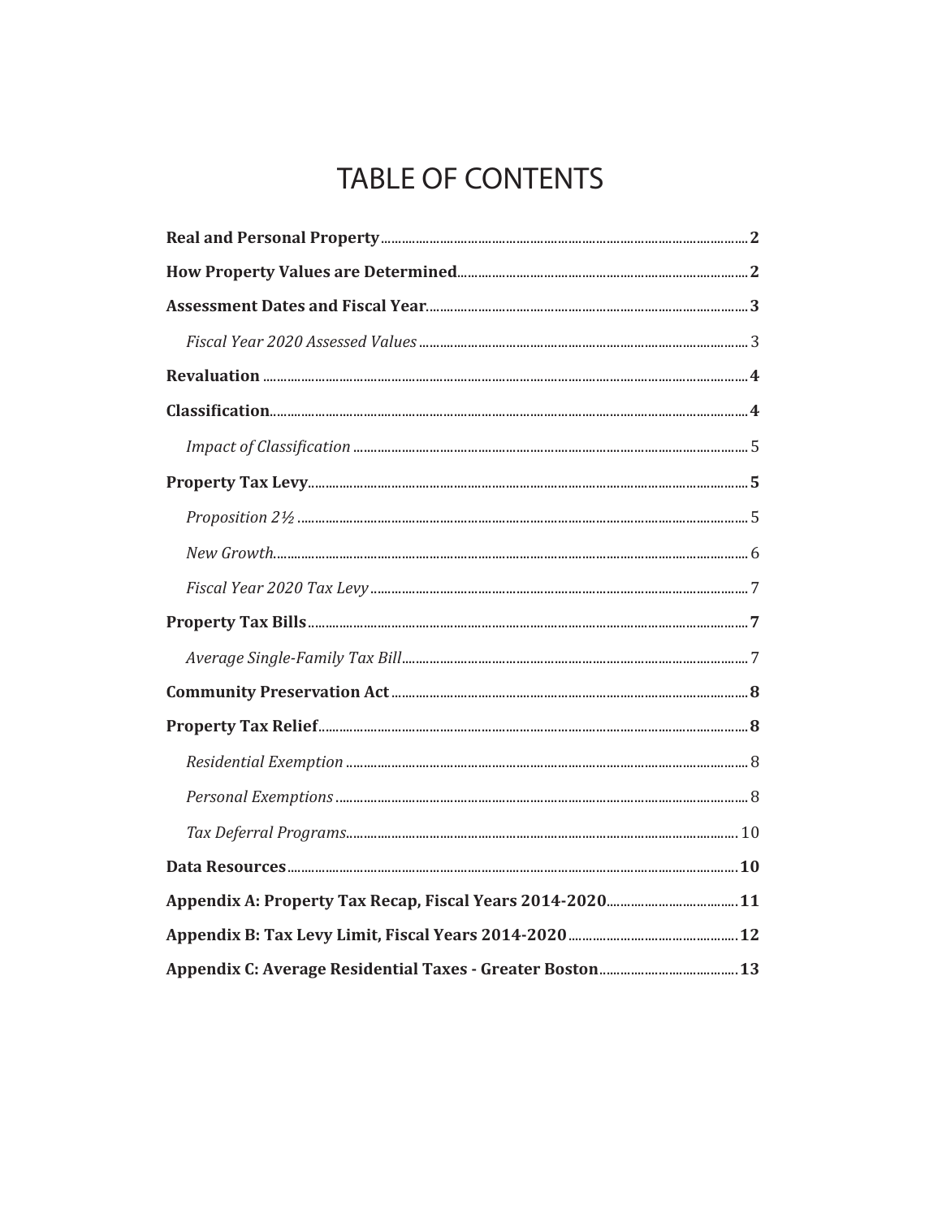# TABLE OF CONTENTS

**Real and Personal Property** .......... **2**

**How Property Values are Determined** .......... **2**

**Assessment Dates and Fiscal Year** .......... **3**

*Fiscal Year 2020 Assessed Values* .......... 3

**Revaluation** .......... **4**

**Classification** .......... **4**

*Impact of Classification* .......... 5

**Property Tax Levy** .......... **5**

*Proposition 2½* .......... 5

*New Growth* .......... 6

*Fiscal Year 2020 Tax Levy* .......... 7

**Property Tax Bills** .......... **7**

*Average Single-Family Tax Bill* .......... 7

**Community Preservation Act** .......... **8**

**Property Tax Relief** .......... **8**

*Residential Exemption* .......... 8

*Personal Exemptions* .......... 8

*Tax Deferral Programs* .......... 10

**Data Resources** .......... **10**

**Appendix A: Property Tax Recap, Fiscal Years 2014-2020** .......... **11**

**Appendix B: Tax Levy Limit, Fiscal Years 2014-2020** .......... **12**

**Appendix C: Average Residential Taxes - Greater Boston** .......... **13**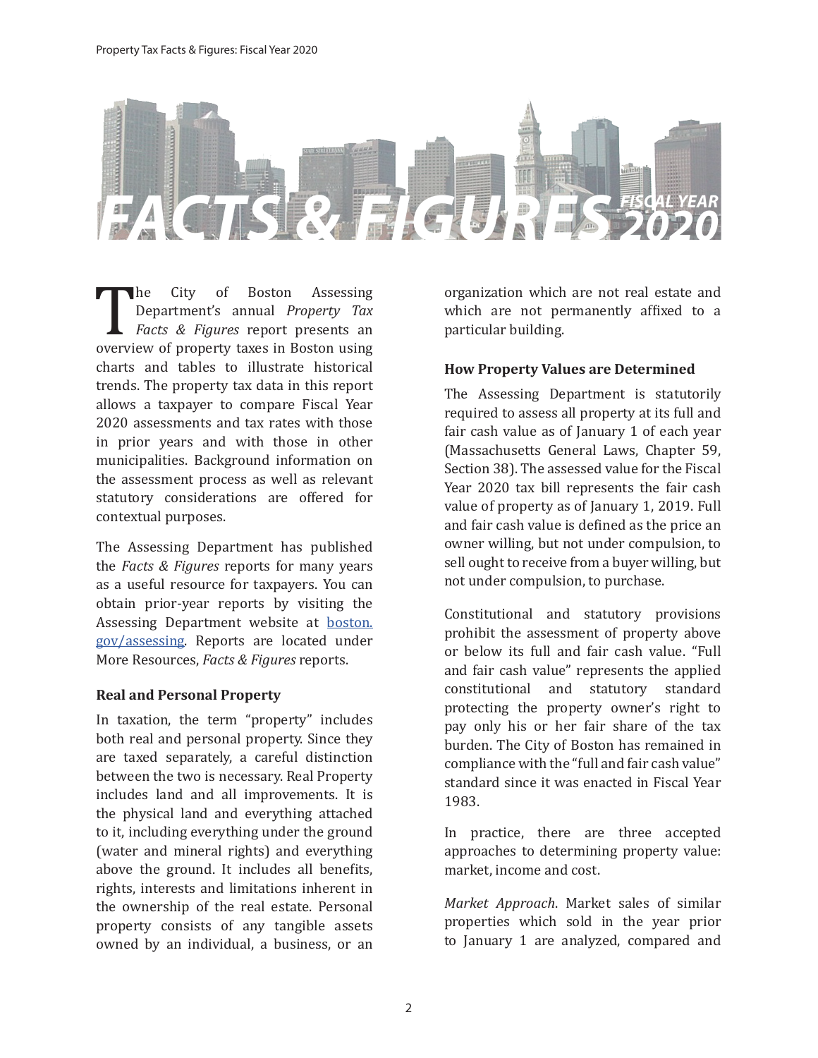# FACTS & FIGURES FISCAL YEAR 2020

The City of Boston Assessing Department's annual *Property Tax Facts & Figures* report presents an overview of property taxes in Boston using charts and tables to illustrate historical trends. The property tax data in this report allows a taxpayer to compare Fiscal Year 2020 assessments and tax rates with those in prior years and with those in other municipalities. Background information on the assessment process as well as relevant statutory considerations are offered for contextual purposes.

The Assessing Department has published the *Facts & Figures* reports for many years as a useful resource for taxpayers. You can obtain prior-year reports by visiting the Assessing Department website at boston.gov/assessing. Reports are located under More Resources, *Facts & Figures* reports.

**Real and Personal Property**

In taxation, the term "property" includes both real and personal property. Since they are taxed separately, a careful distinction between the two is necessary. Real Property includes land and all improvements. It is the physical land and everything attached to it, including everything under the ground (water and mineral rights) and everything above the ground. It includes all benefits, rights, interests and limitations inherent in the ownership of the real estate. Personal property consists of any tangible assets owned by an individual, a business, or an organization which are not real estate and which are not permanently affixed to a particular building.

**How Property Values are Determined**

The Assessing Department is statutorily required to assess all property at its full and fair cash value as of January 1 of each year (Massachusetts General Laws, Chapter 59, Section 38). The assessed value for the Fiscal Year 2020 tax bill represents the fair cash value of property as of January 1, 2019. Full and fair cash value is defined as the price an owner willing, but not under compulsion, to sell ought to receive from a buyer willing, but not under compulsion, to purchase.

Constitutional and statutory provisions prohibit the assessment of property above or below its full and fair cash value. "Full and fair cash value" represents the applied constitutional and statutory standard protecting the property owner's right to pay only his or her fair share of the tax burden. The City of Boston has remained in compliance with the "full and fair cash value" standard since it was enacted in Fiscal Year 1983.

In practice, there are three accepted approaches to determining property value: market, income and cost.

*Market Approach*. Market sales of similar properties which sold in the year prior to January 1 are analyzed, compared and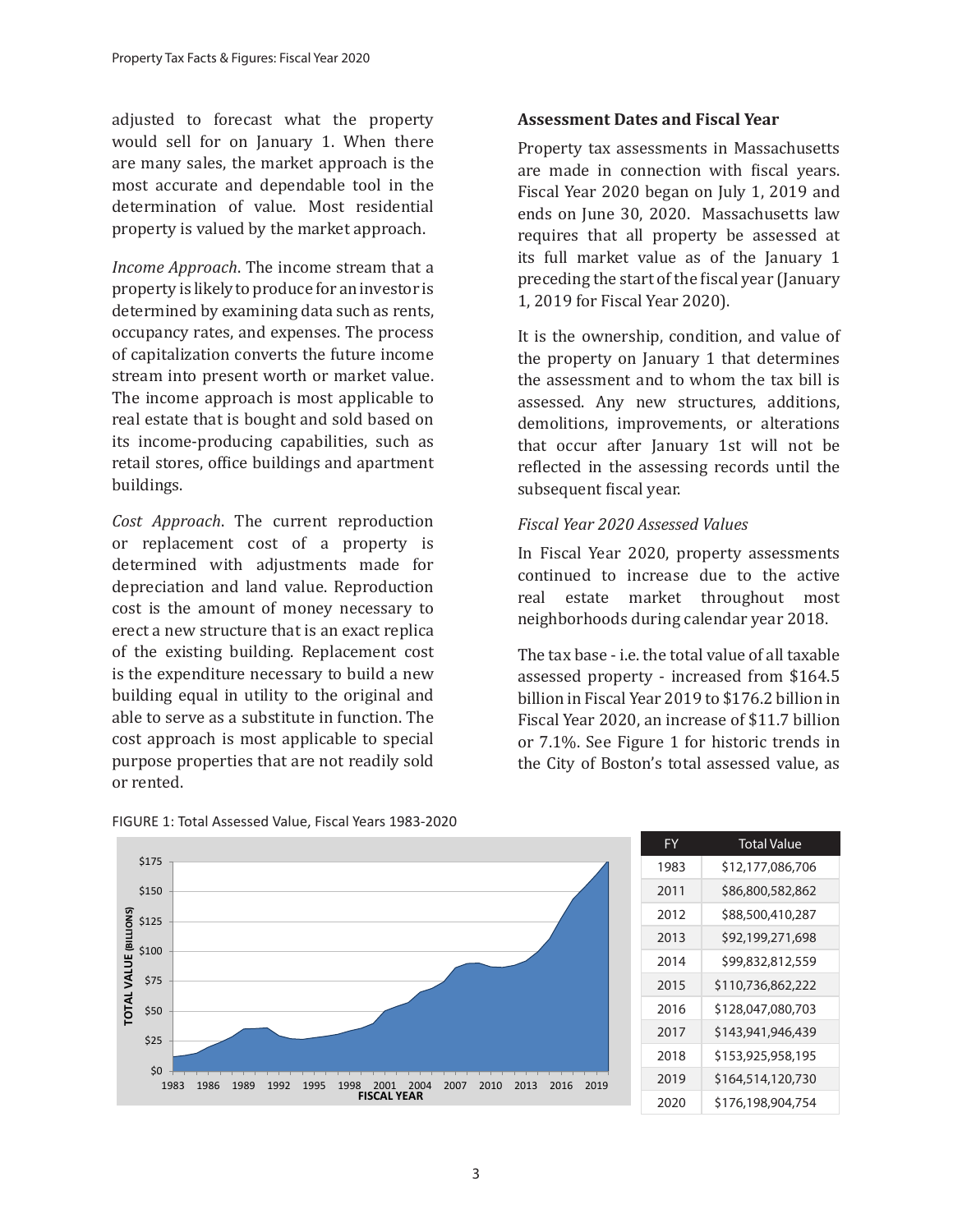adjusted to forecast what the property would sell for on January 1. When there are many sales, the market approach is the most accurate and dependable tool in the determination of value. Most residential property is valued by the market approach.

*Income Approach*. The income stream that a property is likely to produce for an investor is determined by examining data such as rents, occupancy rates, and expenses. The process of capitalization converts the future income stream into present worth or market value. The income approach is most applicable to real estate that is bought and sold based on its income-producing capabilities, such as retail stores, office buildings and apartment buildings.

*Cost Approach*. The current reproduction or replacement cost of a property is determined with adjustments made for depreciation and land value. Reproduction cost is the amount of money necessary to erect a new structure that is an exact replica of the existing building. Replacement cost is the expenditure necessary to build a new building equal in utility to the original and able to serve as a substitute in function. The cost approach is most applicable to special purpose properties that are not readily sold or rented.

**Assessment Dates and Fiscal Year**

Property tax assessments in Massachusetts are made in connection with fiscal years. Fiscal Year 2020 began on July 1, 2019 and ends on June 30, 2020. Massachusetts law requires that all property be assessed at its full market value as of the January 1 preceding the start of the fiscal year (January 1, 2019 for Fiscal Year 2020).

It is the ownership, condition, and value of the property on January 1 that determines the assessment and to whom the tax bill is assessed. Any new structures, additions, demolitions, improvements, or alterations that occur after January 1st will not be reflected in the assessing records until the subsequent fiscal year.

*Fiscal Year 2020 Assessed Values*

In Fiscal Year 2020, property assessments continued to increase due to the active real estate market throughout most neighborhoods during calendar year 2018.

The tax base - i.e. the total value of all taxable assessed property - increased from $164.5 billion in Fiscal Year 2019 to $176.2 billion in Fiscal Year 2020, an increase of $11.7 billion or 7.1%. See Figure 1 for historic trends in the City of Boston's total assessed value, as

FIGURE 1: Total Assessed Value, Fiscal Years 1983-2020

| FY | Total Value |
|---|---|
| 1983 | $12,177,086,706 |
| 2011 | $86,800,582,862 |
| 2012 | $88,500,410,287 |
| 2013 | $92,199,271,698 |
| 2014 | $99,832,812,559 |
| 2015 | $110,736,862,222 |
| 2016 | $128,047,080,703 |
| 2017 | $143,941,946,439 |
| 2018 | $153,925,958,195 |
| 2019 | $164,514,120,730 |
| 2020 | $176,198,904,754 |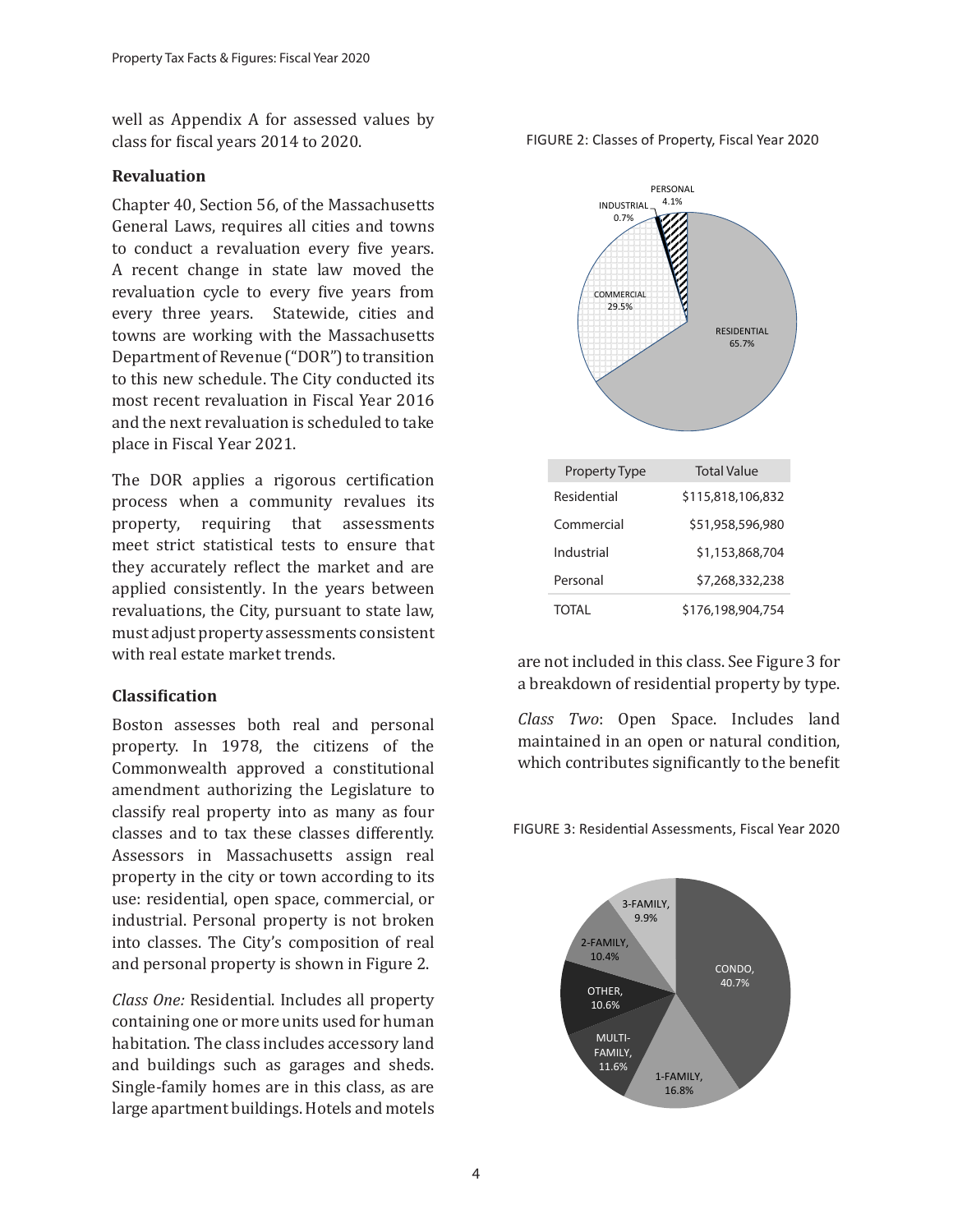well as Appendix A for assessed values by class for fiscal years 2014 to 2020.

### Revaluation

Chapter 40, Section 56, of the Massachusetts General Laws, requires all cities and towns to conduct a revaluation every five years. A recent change in state law moved the revaluation cycle to every five years from every three years. Statewide, cities and towns are working with the Massachusetts Department of Revenue ("DOR") to transition to this new schedule. The City conducted its most recent revaluation in Fiscal Year 2016 and the next revaluation is scheduled to take place in Fiscal Year 2021.

The DOR applies a rigorous certification process when a community revalues its property, requiring that assessments meet strict statistical tests to ensure that they accurately reflect the market and are applied consistently. In the years between revaluations, the City, pursuant to state law, must adjust property assessments consistent with real estate market trends.

### Classification

Boston assesses both real and personal property. In 1978, the citizens of the Commonwealth approved a constitutional amendment authorizing the Legislature to classify real property into as many as four classes and to tax these classes differently. Assessors in Massachusetts assign real property in the city or town according to its use: residential, open space, commercial, or industrial. Personal property is not broken into classes. The City's composition of real and personal property is shown in Figure 2.

*Class One:* Residential. Includes all property containing one or more units used for human habitation. The class includes accessory land and buildings such as garages and sheds. Single-family homes are in this class, as are large apartment buildings. Hotels and motels are not included in this class. See Figure 3 for a breakdown of residential property by type.

*Class Two*: Open Space. Includes land maintained in an open or natural condition, which contributes significantly to the benefit

FIGURE 2: Classes of Property, Fiscal Year 2020

RESIDENTIAL 65.7%; COMMERCIAL 29.5%; INDUSTRIAL 0.7%; PERSONAL 4.1%

| Property Type | Total Value |
|---|---|
| Residential | $115,818,106,832 |
| Commercial | $51,958,596,980 |
| Industrial | $1,153,868,704 |
| Personal | $7,268,332,238 |
| TOTAL | $176,198,904,754 |

FIGURE 3: Residential Assessments, Fiscal Year 2020

CONDO, 40.7%; 1-FAMILY, 16.8%; MULTI-FAMILY, 11.6%; OTHER, 10.6%; 2-FAMILY, 10.4%; 3-FAMILY, 9.9%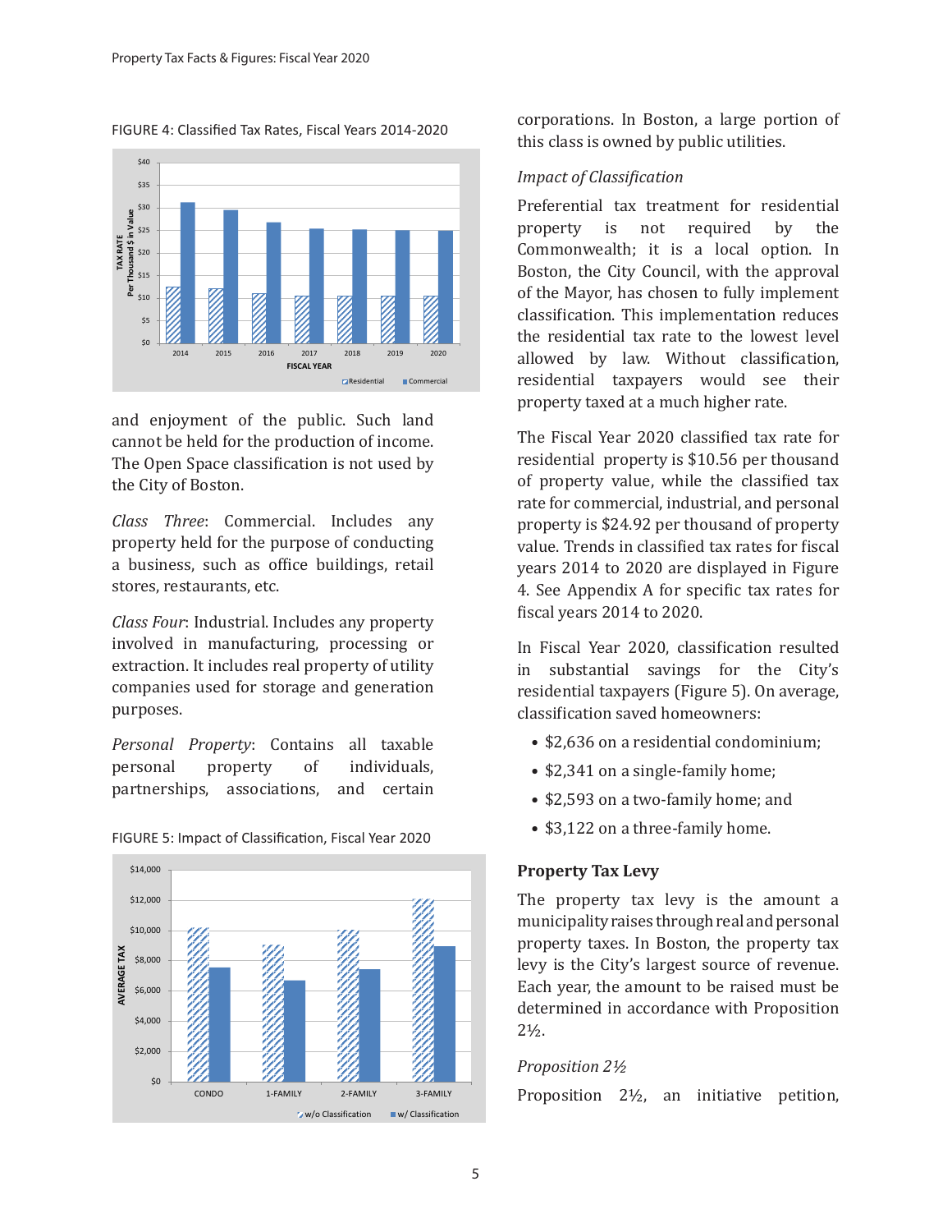FIGURE 4: Classified Tax Rates, Fiscal Years 2014-2020

and enjoyment of the public. Such land cannot be held for the production of income. The Open Space classification is not used by the City of Boston.

*Class Three*: Commercial. Includes any property held for the purpose of conducting a business, such as office buildings, retail stores, restaurants, etc.

*Class Four*: Industrial. Includes any property involved in manufacturing, processing or extraction. It includes real property of utility companies used for storage and generation purposes.

*Personal Property*: Contains all taxable personal property of individuals, partnerships, associations, and certain corporations. In Boston, a large portion of this class is owned by public utilities.

FIGURE 5: Impact of Classification, Fiscal Year 2020

*Impact of Classification*

Preferential tax treatment for residential property is not required by the Commonwealth; it is a local option. In Boston, the City Council, with the approval of the Mayor, has chosen to fully implement classification. This implementation reduces the residential tax rate to the lowest level allowed by law. Without classification, residential taxpayers would see their property taxed at a much higher rate.

The Fiscal Year 2020 classified tax rate for residential property is $10.56 per thousand of property value, while the classified tax rate for commercial, industrial, and personal property is $24.92 per thousand of property value. Trends in classified tax rates for fiscal years 2014 to 2020 are displayed in Figure 4. See Appendix A for specific tax rates for fiscal years 2014 to 2020.

In Fiscal Year 2020, classification resulted in substantial savings for the City's residential taxpayers (Figure 5). On average, classification saved homeowners:

- $2,636 on a residential condominium;
- $2,341 on a single-family home;
- $2,593 on a two-family home; and
- $3,122 on a three-family home.

### Property Tax Levy

The property tax levy is the amount a municipality raises through real and personal property taxes. In Boston, the property tax levy is the City's largest source of revenue. Each year, the amount to be raised must be determined in accordance with Proposition 2½.

*Proposition 2½*

Proposition 2½, an initiative petition,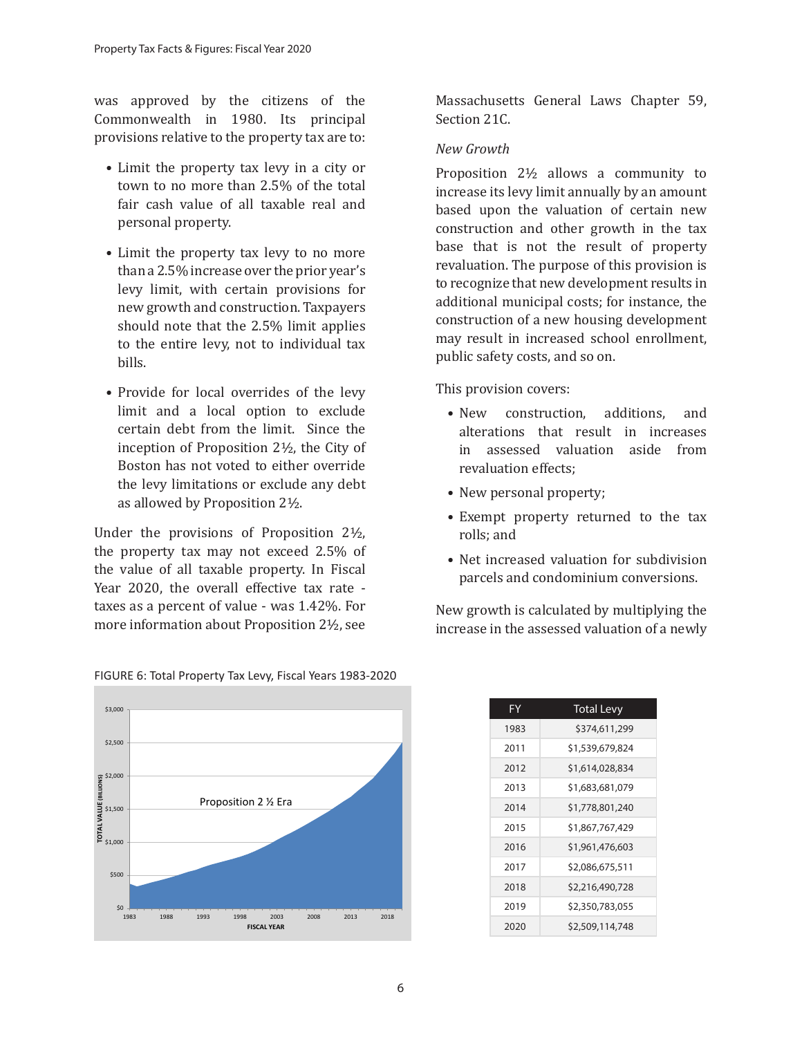was approved by the citizens of the Commonwealth in 1980. Its principal provisions relative to the property tax are to:

- Limit the property tax levy in a city or town to no more than 2.5% of the total fair cash value of all taxable real and personal property.
- Limit the property tax levy to no more than a 2.5% increase over the prior year's levy limit, with certain provisions for new growth and construction. Taxpayers should note that the 2.5% limit applies to the entire levy, not to individual tax bills.
- Provide for local overrides of the levy limit and a local option to exclude certain debt from the limit. Since the inception of Proposition 2½, the City of Boston has not voted to either override the levy limitations or exclude any debt as allowed by Proposition 2½.

Under the provisions of Proposition 2½, the property tax may not exceed 2.5% of the value of all taxable property. In Fiscal Year 2020, the overall effective tax rate - taxes as a percent of value - was 1.42%. For more information about Proposition 2½, see Massachusetts General Laws Chapter 59, Section 21C.

*New Growth*

Proposition 2½ allows a community to increase its levy limit annually by an amount based upon the valuation of certain new construction and other growth in the tax base that is not the result of property revaluation. The purpose of this provision is to recognize that new development results in additional municipal costs; for instance, the construction of a new housing development may result in increased school enrollment, public safety costs, and so on.

This provision covers:

- New construction, additions, and alterations that result in increases in assessed valuation aside from revaluation effects;
- New personal property;
- Exempt property returned to the tax rolls; and
- Net increased valuation for subdivision parcels and condominium conversions.

New growth is calculated by multiplying the increase in the assessed valuation of a newly

FIGURE 6: Total Property Tax Levy, Fiscal Years 1983-2020

| FY | Total Levy |
|---|---|
| 1983 | $374,611,299 |
| 2011 | $1,539,679,824 |
| 2012 | $1,614,028,834 |
| 2013 | $1,683,681,079 |
| 2014 | $1,778,801,240 |
| 2015 | $1,867,767,429 |
| 2016 | $1,961,476,603 |
| 2017 | $2,086,675,511 |
| 2018 | $2,216,490,728 |
| 2019 | $2,350,783,055 |
| 2020 | $2,509,114,748 |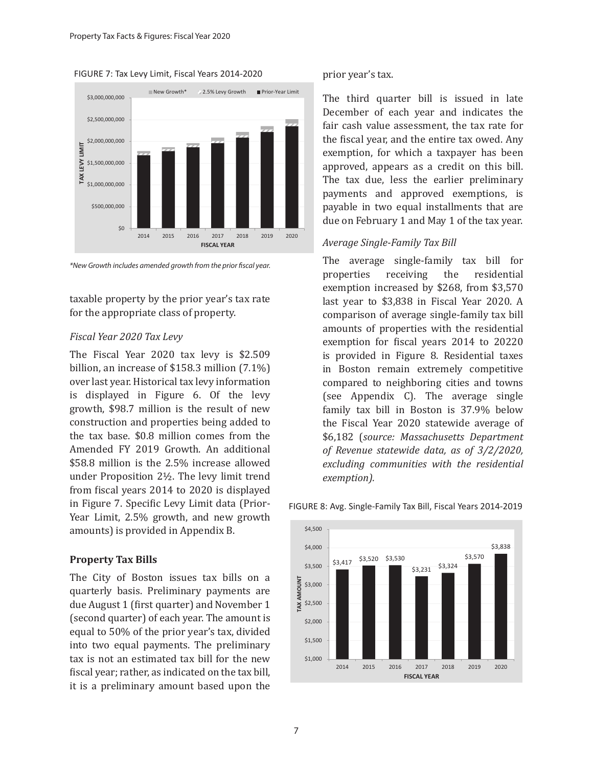FIGURE 7: Tax Levy Limit, Fiscal Years 2014-2020

*New Growth includes amended growth from the prior fiscal year.

taxable property by the prior year's tax rate for the appropriate class of property.

*Fiscal Year 2020 Tax Levy*

The Fiscal Year 2020 tax levy is $2.509 billion, an increase of $158.3 million (7.1%) over last year. Historical tax levy information is displayed in Figure 6. Of the levy growth, $98.7 million is the result of new construction and properties being added to the tax base. $0.8 million comes from the Amended FY 2019 Growth. An additional $58.8 million is the 2.5% increase allowed under Proposition 2½. The levy limit trend from fiscal years 2014 to 2020 is displayed in Figure 7. Specific Levy Limit data (Prior-Year Limit, 2.5% growth, and new growth amounts) is provided in Appendix B.

## Property Tax Bills

The City of Boston issues tax bills on a quarterly basis. Preliminary payments are due August 1 (first quarter) and November 1 (second quarter) of each year. The amount is equal to 50% of the prior year's tax, divided into two equal payments. The preliminary tax is not an estimated tax bill for the new fiscal year; rather, as indicated on the tax bill, it is a preliminary amount based upon the prior year's tax.

The third quarter bill is issued in late December of each year and indicates the fair cash value assessment, the tax rate for the fiscal year, and the entire tax owed. Any exemption, for which a taxpayer has been approved, appears as a credit on this bill. The tax due, less the earlier preliminary payments and approved exemptions, is payable in two equal installments that are due on February 1 and May 1 of the tax year.

*Average Single-Family Tax Bill*

The average single-family tax bill for properties receiving the residential exemption increased by $268, from $3,570 last year to $3,838 in Fiscal Year 2020. A comparison of average single-family tax bill amounts of properties with the residential exemption for fiscal years 2014 to 20220 is provided in Figure 8. Residential taxes in Boston remain extremely competitive compared to neighboring cities and towns (see Appendix C). The average single family tax bill in Boston is 37.9% below the Fiscal Year 2020 statewide average of $6,182 (*source: Massachusetts Department of Revenue statewide data, as of 3/2/2020, excluding communities with the residential exemption).*

FIGURE 8: Avg. Single-Family Tax Bill, Fiscal Years 2014-2019

| Fiscal Year | Tax Amount |
|---|---|
| 2014 | $3,417 |
| 2015 | $3,520 |
| 2016 | $3,530 |
| 2017 | $3,231 |
| 2018 | $3,324 |
| 2019 | $3,570 |
| 2020 | $3,838 |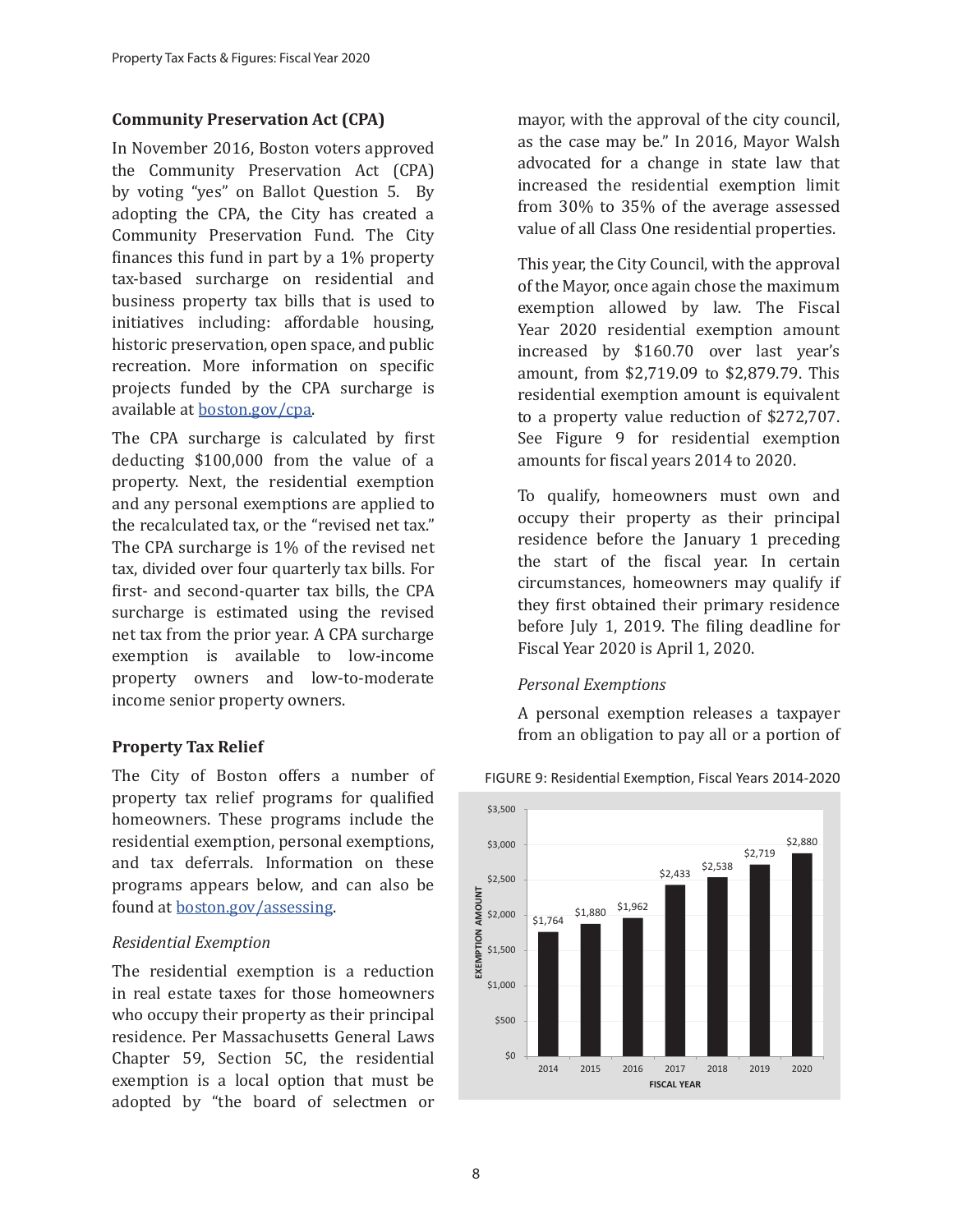### Community Preservation Act (CPA)

In November 2016, Boston voters approved the Community Preservation Act (CPA) by voting "yes" on Ballot Question 5. By adopting the CPA, the City has created a Community Preservation Fund. The City finances this fund in part by a 1% property tax-based surcharge on residential and business property tax bills that is used to initiatives including: affordable housing, historic preservation, open space, and public recreation. More information on specific projects funded by the CPA surcharge is available at [boston.gov/cpa](boston.gov/cpa).

The CPA surcharge is calculated by first deducting $100,000 from the value of a property. Next, the residential exemption and any personal exemptions are applied to the recalculated tax, or the "revised net tax." The CPA surcharge is 1% of the revised net tax, divided over four quarterly tax bills. For first- and second-quarter tax bills, the CPA surcharge is estimated using the revised net tax from the prior year. A CPA surcharge exemption is available to low-income property owners and low-to-moderate income senior property owners.

### Property Tax Relief

The City of Boston offers a number of property tax relief programs for qualified homeowners. These programs include the residential exemption, personal exemptions, and tax deferrals. Information on these programs appears below, and can also be found at [boston.gov/assessing](boston.gov/assessing).

*Residential Exemption*

The residential exemption is a reduction in real estate taxes for those homeowners who occupy their property as their principal residence. Per Massachusetts General Laws Chapter 59, Section 5C, the residential exemption is a local option that must be adopted by "the board of selectmen or mayor, with the approval of the city council, as the case may be." In 2016, Mayor Walsh advocated for a change in state law that increased the residential exemption limit from 30% to 35% of the average assessed value of all Class One residential properties.

This year, the City Council, with the approval of the Mayor, once again chose the maximum exemption allowed by law. The Fiscal Year 2020 residential exemption amount increased by $160.70 over last year's amount, from $2,719.09 to $2,879.79. This residential exemption amount is equivalent to a property value reduction of $272,707. See Figure 9 for residential exemption amounts for fiscal years 2014 to 2020.

To qualify, homeowners must own and occupy their property as their principal residence before the January 1 preceding the start of the fiscal year. In certain circumstances, homeowners may qualify if they first obtained their primary residence before July 1, 2019. The filing deadline for Fiscal Year 2020 is April 1, 2020.

*Personal Exemptions*

A personal exemption releases a taxpayer from an obligation to pay all or a portion of

FIGURE 9: Residential Exemption, Fiscal Years 2014-2020

| Fiscal Year | Exemption Amount |
|---|---|
| 2014 | $1,764 |
| 2015 | $1,880 |
| 2016 | $1,962 |
| 2017 | $2,433 |
| 2018 | $2,538 |
| 2019 | $2,719 |
| 2020 | $2,880 |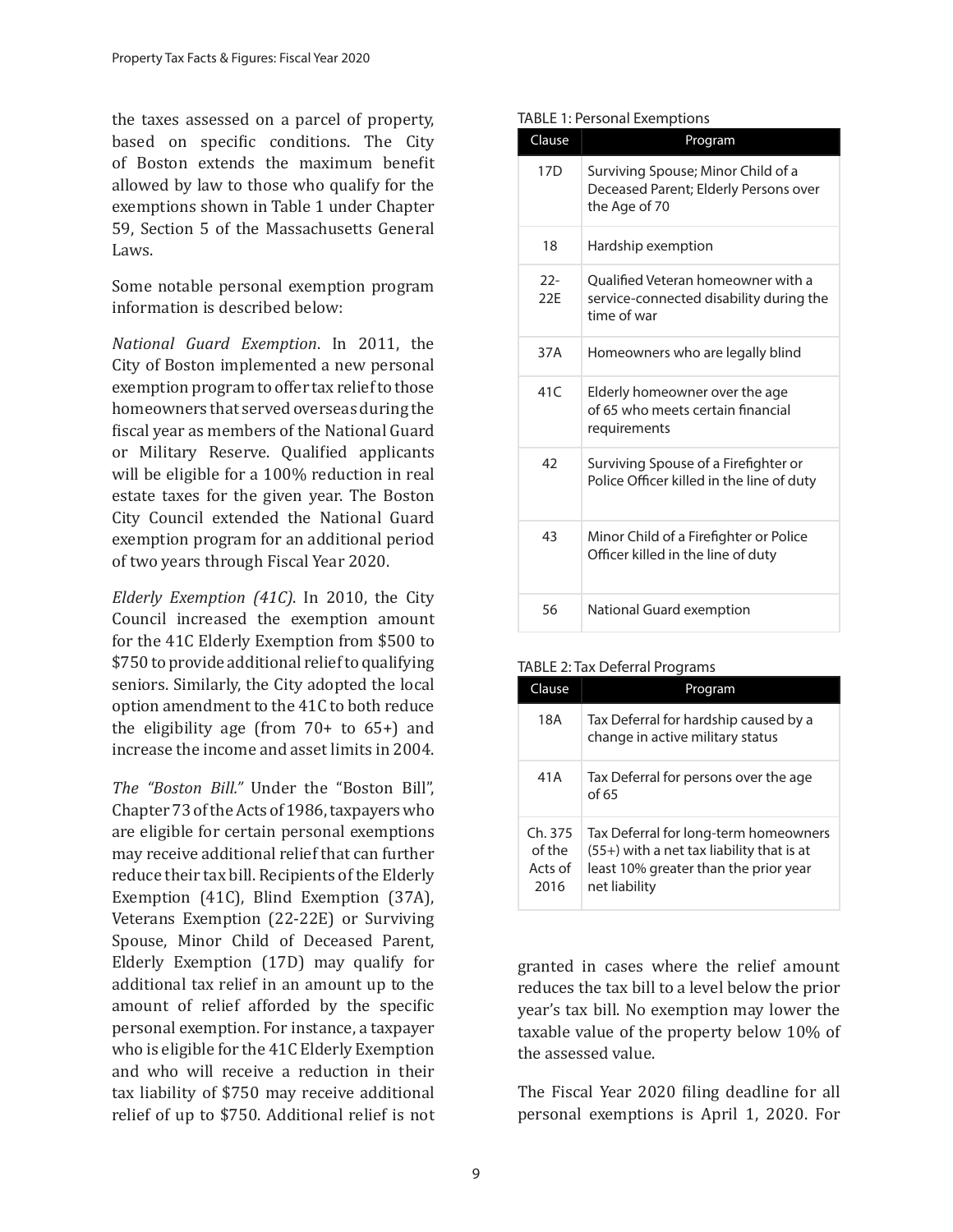the taxes assessed on a parcel of property, based on specific conditions. The City of Boston extends the maximum benefit allowed by law to those who qualify for the exemptions shown in Table 1 under Chapter 59, Section 5 of the Massachusetts General Laws.

Some notable personal exemption program information is described below:

*National Guard Exemption*. In 2011, the City of Boston implemented a new personal exemption program to offer tax relief to those homeowners that served overseas during the fiscal year as members of the National Guard or Military Reserve. Qualified applicants will be eligible for a 100% reduction in real estate taxes for the given year. The Boston City Council extended the National Guard exemption program for an additional period of two years through Fiscal Year 2020.

*Elderly Exemption (41C)*. In 2010, the City Council increased the exemption amount for the 41C Elderly Exemption from $500 to $750 to provide additional relief to qualifying seniors. Similarly, the City adopted the local option amendment to the 41C to both reduce the eligibility age (from 70+ to 65+) and increase the income and asset limits in 2004.

*The "Boston Bill."* Under the "Boston Bill", Chapter 73 of the Acts of 1986, taxpayers who are eligible for certain personal exemptions may receive additional relief that can further reduce their tax bill. Recipients of the Elderly Exemption (41C), Blind Exemption (37A), Veterans Exemption (22-22E) or Surviving Spouse, Minor Child of Deceased Parent, Elderly Exemption (17D) may qualify for additional tax relief in an amount up to the amount of relief afforded by the specific personal exemption. For instance, a taxpayer who is eligible for the 41C Elderly Exemption and who will receive a reduction in their tax liability of $750 may receive additional relief of up to $750. Additional relief is not granted in cases where the relief amount reduces the tax bill to a level below the prior year's tax bill. No exemption may lower the taxable value of the property below 10% of the assessed value.

The Fiscal Year 2020 filing deadline for all personal exemptions is April 1, 2020. For

TABLE 1: Personal Exemptions

| Clause | Program |
|---|---|
| 17D | Surviving Spouse; Minor Child of a Deceased Parent; Elderly Persons over the Age of 70 |
| 18 | Hardship exemption |
| 22-22E | Qualified Veteran homeowner with a service-connected disability during the time of war |
| 37A | Homeowners who are legally blind |
| 41C | Elderly homeowner over the age of 65 who meets certain financial requirements |
| 42 | Surviving Spouse of a Firefighter or Police Officer killed in the line of duty |
| 43 | Minor Child of a Firefighter or Police Officer killed in the line of duty |
| 56 | National Guard exemption |

TABLE 2: Tax Deferral Programs

| Clause | Program |
|---|---|
| 18A | Tax Deferral for hardship caused by a change in active military status |
| 41A | Tax Deferral for persons over the age of 65 |
| Ch. 375 of the Acts of 2016 | Tax Deferral for long-term homeowners (55+) with a net tax liability that is at least 10% greater than the prior year net liability |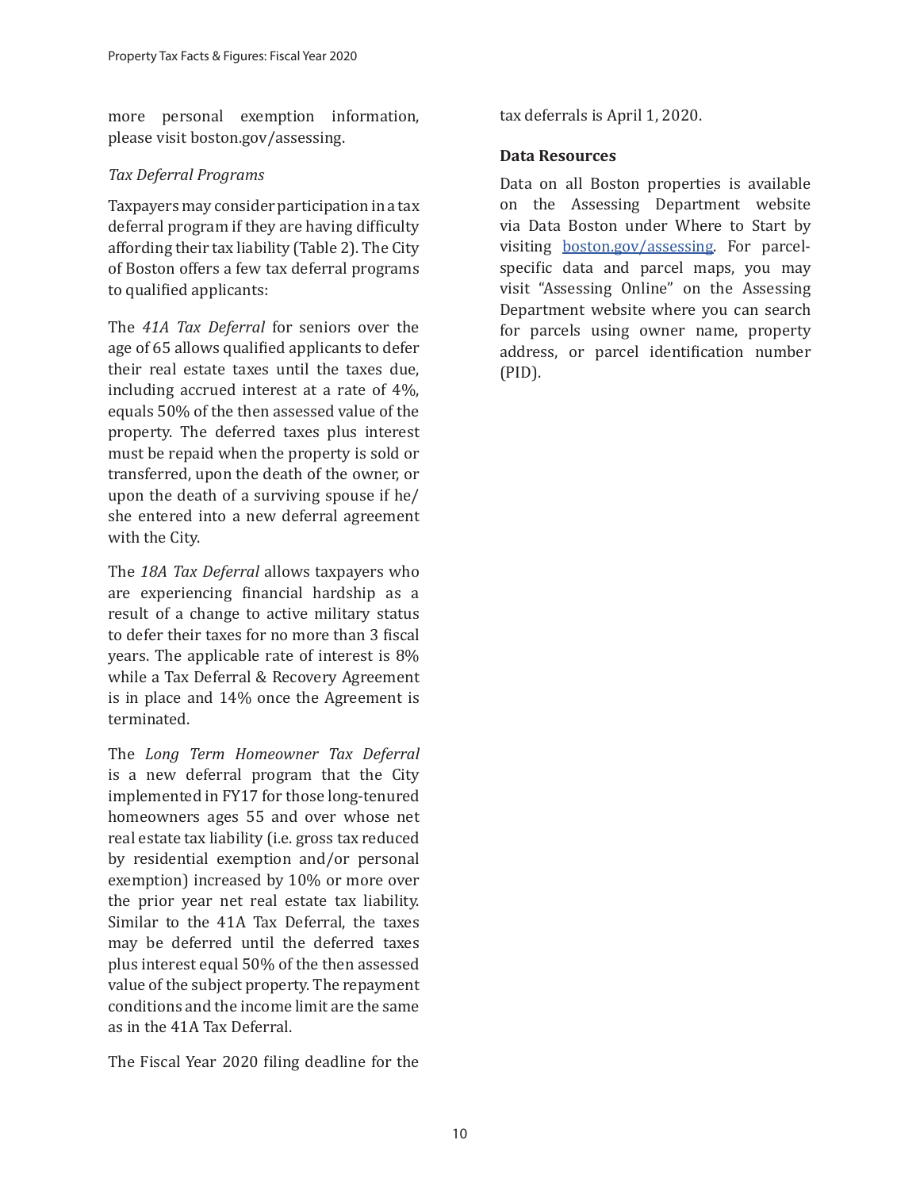more personal exemption information, please visit boston.gov/assessing.

*Tax Deferral Programs*

Taxpayers may consider participation in a tax deferral program if they are having difficulty affording their tax liability (Table 2). The City of Boston offers a few tax deferral programs to qualified applicants:

The *41A Tax Deferral* for seniors over the age of 65 allows qualified applicants to defer their real estate taxes until the taxes due, including accrued interest at a rate of 4%, equals 50% of the then assessed value of the property. The deferred taxes plus interest must be repaid when the property is sold or transferred, upon the death of the owner, or upon the death of a surviving spouse if he/she entered into a new deferral agreement with the City.

The *18A Tax Deferral* allows taxpayers who are experiencing financial hardship as a result of a change to active military status to defer their taxes for no more than 3 fiscal years. The applicable rate of interest is 8% while a Tax Deferral & Recovery Agreement is in place and 14% once the Agreement is terminated.

The *Long Term Homeowner Tax Deferral* is a new deferral program that the City implemented in FY17 for those long-tenured homeowners ages 55 and over whose net real estate tax liability (i.e. gross tax reduced by residential exemption and/or personal exemption) increased by 10% or more over the prior year net real estate tax liability. Similar to the 41A Tax Deferral, the taxes may be deferred until the deferred taxes plus interest equal 50% of the then assessed value of the subject property. The repayment conditions and the income limit are the same as in the 41A Tax Deferral.

The Fiscal Year 2020 filing deadline for the tax deferrals is April 1, 2020.

**Data Resources**

Data on all Boston properties is available on the Assessing Department website via Data Boston under Where to Start by visiting boston.gov/assessing. For parcel-specific data and parcel maps, you may visit "Assessing Online" on the Assessing Department website where you can search for parcels using owner name, property address, or parcel identification number (PID).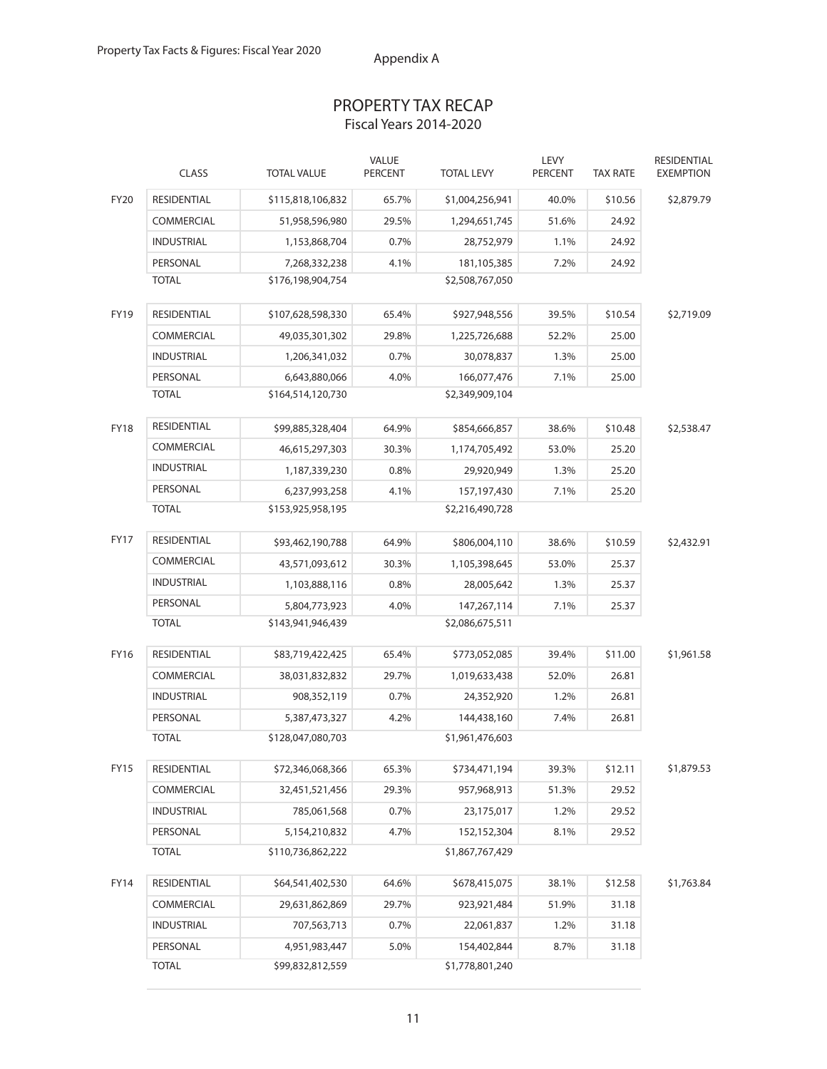Appendix A

# PROPERTY TAX RECAP

Fiscal Years 2014-2020

| | CLASS | TOTAL VALUE | VALUE PERCENT | TOTAL LEVY | LEVY PERCENT | TAX RATE | RESIDENTIAL EXEMPTION |
|---|---|---|---|---|---|---|---|
| FY20 | RESIDENTIAL | $115,818,106,832 | 65.7% | $1,004,256,941 | 40.0% | $10.56 | $2,879.79 |
| | COMMERCIAL | 51,958,596,980 | 29.5% | 1,294,651,745 | 51.6% | 24.92 | |
| | INDUSTRIAL | 1,153,868,704 | 0.7% | 28,752,979 | 1.1% | 24.92 | |
| | PERSONAL | 7,268,332,238 | 4.1% | 181,105,385 | 7.2% | 24.92 | |
| | TOTAL | $176,198,904,754 | | $2,508,767,050 | | | |
| FY19 | RESIDENTIAL | $107,628,598,330 | 65.4% | $927,948,556 | 39.5% | $10.54 | $2,719.09 |
| | COMMERCIAL | 49,035,301,302 | 29.8% | 1,225,726,688 | 52.2% | 25.00 | |
| | INDUSTRIAL | 1,206,341,032 | 0.7% | 30,078,837 | 1.3% | 25.00 | |
| | PERSONAL | 6,643,880,066 | 4.0% | 166,077,476 | 7.1% | 25.00 | |
| | TOTAL | $164,514,120,730 | | $2,349,909,104 | | | |
| FY18 | RESIDENTIAL | $99,885,328,404 | 64.9% | $854,666,857 | 38.6% | $10.48 | $2,538.47 |
| | COMMERCIAL | 46,615,297,303 | 30.3% | 1,174,705,492 | 53.0% | 25.20 | |
| | INDUSTRIAL | 1,187,339,230 | 0.8% | 29,920,949 | 1.3% | 25.20 | |
| | PERSONAL | 6,237,993,258 | 4.1% | 157,197,430 | 7.1% | 25.20 | |
| | TOTAL | $153,925,958,195 | | $2,216,490,728 | | | |
| FY17 | RESIDENTIAL | $93,462,190,788 | 64.9% | $806,004,110 | 38.6% | $10.59 | $2,432.91 |
| | COMMERCIAL | 43,571,093,612 | 30.3% | 1,105,398,645 | 53.0% | 25.37 | |
| | INDUSTRIAL | 1,103,888,116 | 0.8% | 28,005,642 | 1.3% | 25.37 | |
| | PERSONAL | 5,804,773,923 | 4.0% | 147,267,114 | 7.1% | 25.37 | |
| | TOTAL | $143,941,946,439 | | $2,086,675,511 | | | |
| FY16 | RESIDENTIAL | $83,719,422,425 | 65.4% | $773,052,085 | 39.4% | $11.00 | $1,961.58 |
| | COMMERCIAL | 38,031,832,832 | 29.7% | 1,019,633,438 | 52.0% | 26.81 | |
| | INDUSTRIAL | 908,352,119 | 0.7% | 24,352,920 | 1.2% | 26.81 | |
| | PERSONAL | 5,387,473,327 | 4.2% | 144,438,160 | 7.4% | 26.81 | |
| | TOTAL | $128,047,080,703 | | $1,961,476,603 | | | |
| FY15 | RESIDENTIAL | $72,346,068,366 | 65.3% | $734,471,194 | 39.3% | $12.11 | $1,879.53 |
| | COMMERCIAL | 32,451,521,456 | 29.3% | 957,968,913 | 51.3% | 29.52 | |
| | INDUSTRIAL | 785,061,568 | 0.7% | 23,175,017 | 1.2% | 29.52 | |
| | PERSONAL | 5,154,210,832 | 4.7% | 152,152,304 | 8.1% | 29.52 | |
| | TOTAL | $110,736,862,222 | | $1,867,767,429 | | | |
| FY14 | RESIDENTIAL | $64,541,402,530 | 64.6% | $678,415,075 | 38.1% | $12.58 | $1,763.84 |
| | COMMERCIAL | 29,631,862,869 | 29.7% | 923,921,484 | 51.9% | 31.18 | |
| | INDUSTRIAL | 707,563,713 | 0.7% | 22,061,837 | 1.2% | 31.18 | |
| | PERSONAL | 4,951,983,447 | 5.0% | 154,402,844 | 8.7% | 31.18 | |
| | TOTAL | $99,832,812,559 | | $1,778,801,240 | | | |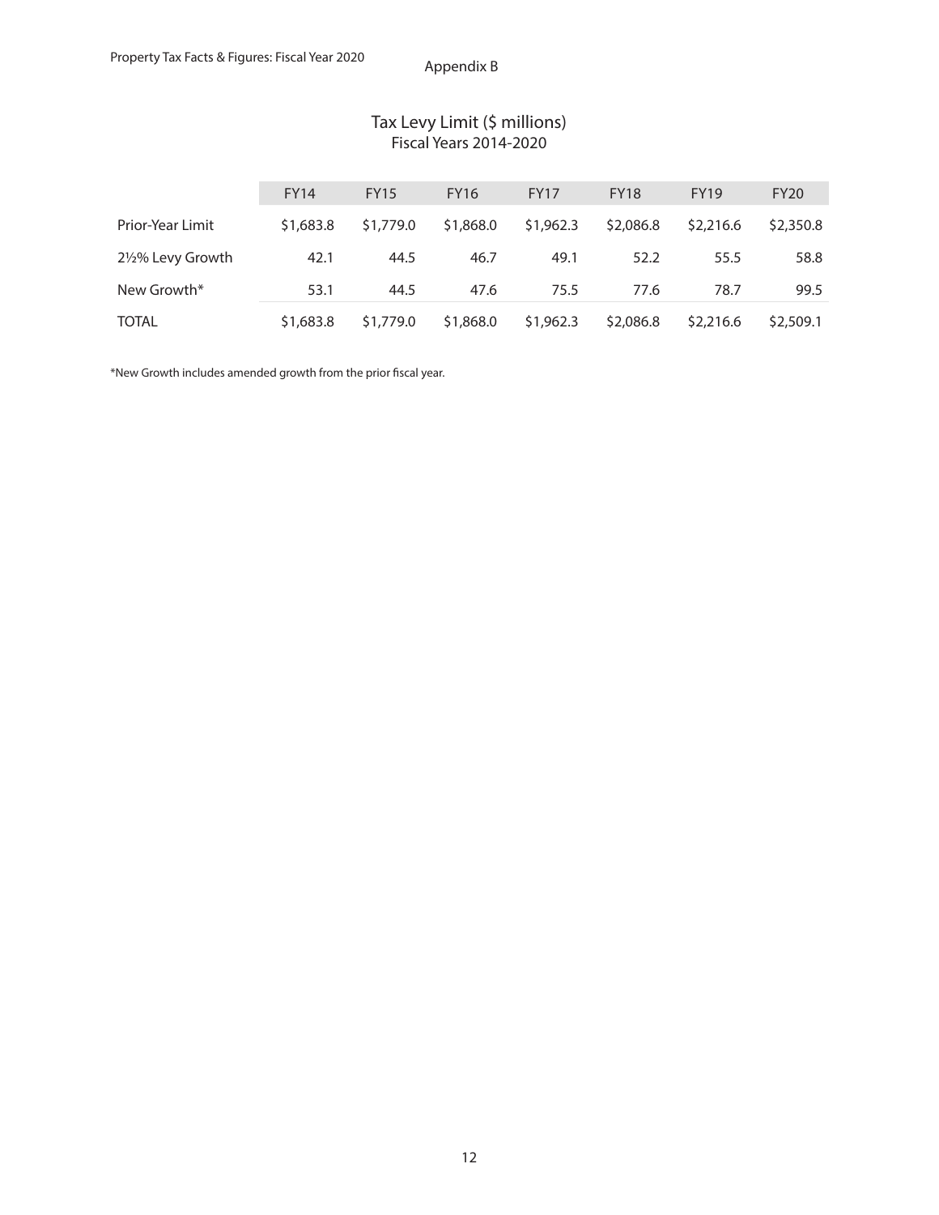Appendix B

## Tax Levy Limit ($ millions)
Fiscal Years 2014-2020

| | FY14 | FY15 | FY16 | FY17 | FY18 | FY19 | FY20 |
|---|---|---|---|---|---|---|---|
| Prior-Year Limit | $1,683.8 | $1,779.0 | $1,868.0 | $1,962.3 | $2,086.8 | $2,216.6 | $2,350.8 |
| 2½% Levy Growth | 42.1 | 44.5 | 46.7 | 49.1 | 52.2 | 55.5 | 58.8 |
| New Growth* | 53.1 | 44.5 | 47.6 | 75.5 | 77.6 | 78.7 | 99.5 |
| TOTAL | $1,683.8 | $1,779.0 | $1,868.0 | $1,962.3 | $2,086.8 | $2,216.6 | $2,509.1 |

*New Growth includes amended growth from the prior fiscal year.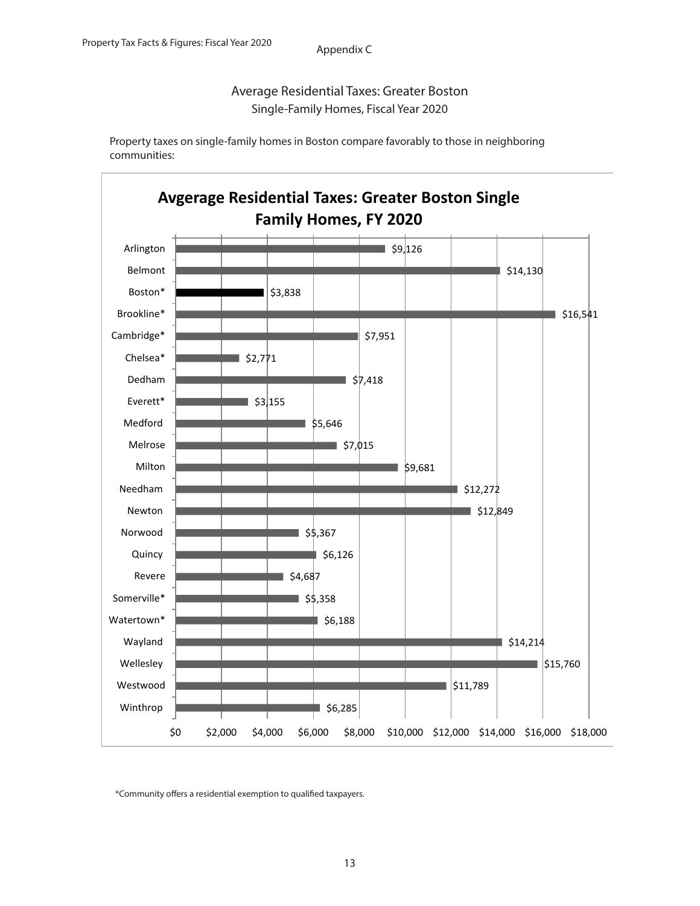Appendix C

## Average Residential Taxes: Greater Boston

### Single-Family Homes, Fiscal Year 2020

Property taxes on single-family homes in Boston compare favorably to those in neighboring communities:

**Avgerage Residential Taxes: Greater Boston Single Family Homes, FY 2020**

Arlington $9,126
Belmont $14,130
Boston* $3,838
Brookline* $16,541
Cambridge* $7,951
Chelsea* $2,771
Dedham $7,418
Everett* $3,155
Medford $5,646
Melrose $7,015
Milton $9,681
Needham $12,272
Newton $12,849
Norwood $5,367
Quincy $6,126
Revere $4,687
Somerville* $5,358
Watertown* $6,188
Wayland $14,214
Wellesley $15,760
Westwood $11,789
Winthrop $6,285

$0 $2,000 $4,000 $6,000 $8,000 $10,000 $12,000 $14,000 $16,000 $18,000

*Community offers a residential exemption to qualified taxpayers.